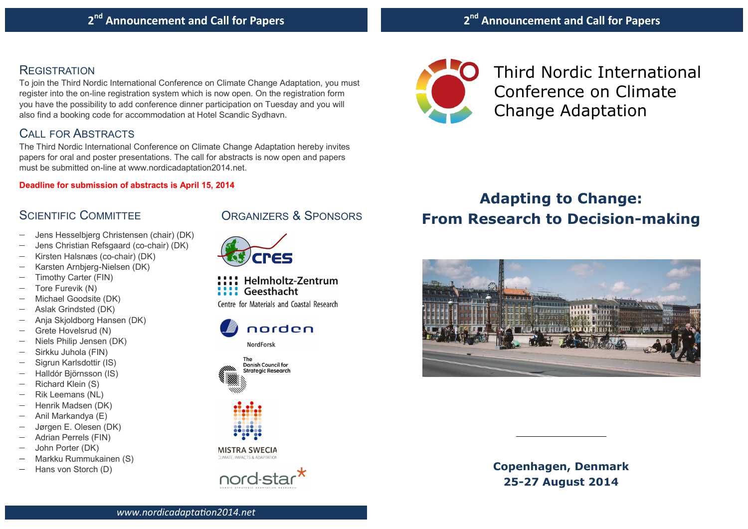# Third Nordic International Conference on Climate Change Adaptation

## Adapting to Change: From Research to Decision-making

**Copenhagen, Denmark**
**25-27 August 2014**

## Registration

To join the Third Nordic International Conference on Climate Change Adaptation, you must register into the on-line registration system which is now open. On the registration form you have the possibility to add conference dinner participation on Tuesday and you will also find a booking code for accommodation at Hotel Scandic Sydhavn.

## Call for Abstracts

The Third Nordic International Conference on Climate Change Adaptation hereby invites papers for oral and poster presentations. The call for abstracts is now open and papers must be submitted on-line at www.nordicadaptation2014.net.

**Deadline for submission of abstracts is April 15, 2014**

## Scientific Committee

- Jens Hesselbjerg Christensen (chair) (DK)
- Jens Christian Refsgaard (co-chair) (DK)
- Kirsten Halsnæs (co-chair) (DK)
- Karsten Arnbjerg-Nielsen (DK)
- Timothy Carter (FIN)
- Tore Furevik (N)
- Michael Goodsite (DK)
- Aslak Grindsted (DK)
- Anja Skjoldborg Hansen (DK)
- Grete Hovelsrud (N)
- Niels Philip Jensen (DK)
- Sirkku Juhola (FIN)
- Sigrun Karlsdottir (IS)
- Halldór Björnsson (IS)
- Richard Klein (S)
- Rik Leemans (NL)
- Henrik Madsen (DK)
- Anil Markandya (E)
- Jørgen E. Olesen (DK)
- Adrian Perrels (FIN)
- John Porter (DK)
- Markku Rummukainen (S)
- Hans von Storch (D)

## Organizers & Sponsors

- cres
- Helmholtz-Zentrum Geesthacht – Centre for Materials and Coastal Research
- norden – NordForsk
- The Danish Council for Strategic Research
- MISTRA SWECIA – Climate, Impacts & Adaptation
- nord-star – Nordic Strategic Adaptation Research

www.nordicadaptation2014.net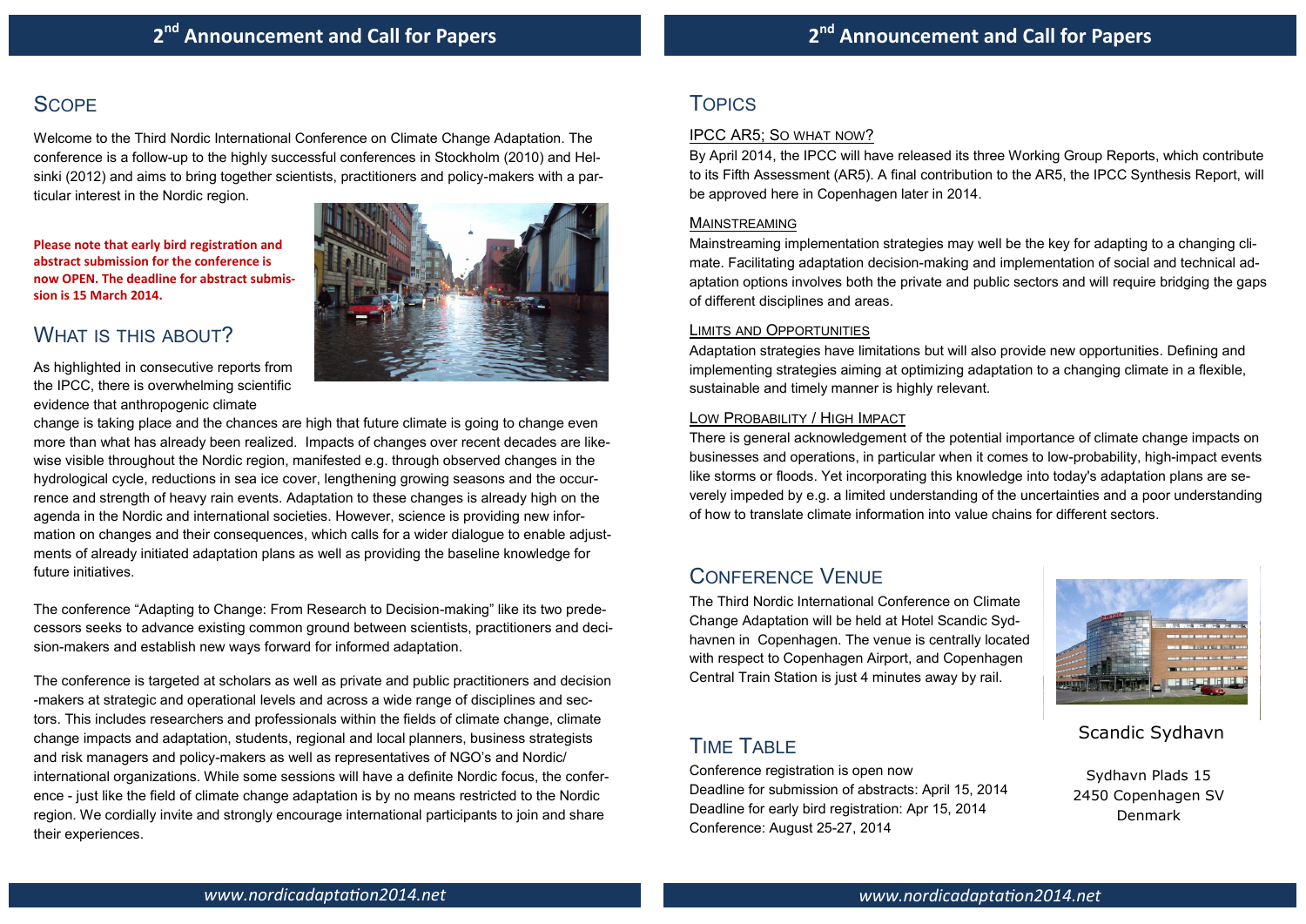# 2nd Announcement and Call for Papers

## Scope

Welcome to the Third Nordic International Conference on Climate Change Adaptation. The conference is a follow-up to the highly successful conferences in Stockholm (2010) and Helsinki (2012) and aims to bring together scientists, practitioners and policy-makers with a particular interest in the Nordic region.

**Please note that early bird registration and abstract submission for the conference is now OPEN. The deadline for abstract submission is 15 March 2014.**

## What is this about?

As highlighted in consecutive reports from the IPCC, there is overwhelming scientific evidence that anthropogenic climate change is taking place and the chances are high that future climate is going to change even more than what has already been realized. Impacts of changes over recent decades are likewise visible throughout the Nordic region, manifested e.g. through observed changes in the hydrological cycle, reductions in sea ice cover, lengthening growing seasons and the occurrence and strength of heavy rain events. Adaptation to these changes is already high on the agenda in the Nordic and international societies. However, science is providing new information on changes and their consequences, which calls for a wider dialogue to enable adjustments of already initiated adaptation plans as well as providing the baseline knowledge for future initiatives.

The conference "Adapting to Change: From Research to Decision-making" like its two predecessors seeks to advance existing common ground between scientists, practitioners and decision-makers and establish new ways forward for informed adaptation.

The conference is targeted at scholars as well as private and public practitioners and decision-makers at strategic and operational levels and across a wide range of disciplines and sectors. This includes researchers and professionals within the fields of climate change, climate change impacts and adaptation, students, regional and local planners, business strategists and risk managers and policy-makers as well as representatives of NGO's and Nordic/international organizations. While some sessions will have a definite Nordic focus, the conference - just like the field of climate change adaptation is by no means restricted to the Nordic region. We cordially invite and strongly encourage international participants to join and share their experiences.

## Topics

### IPCC AR5; So what now?

By April 2014, the IPCC will have released its three Working Group Reports, which contribute to its Fifth Assessment (AR5). A final contribution to the AR5, the IPCC Synthesis Report, will be approved here in Copenhagen later in 2014.

### Mainstreaming

Mainstreaming implementation strategies may well be the key for adapting to a changing climate. Facilitating adaptation decision-making and implementation of social and technical adaptation options involves both the private and public sectors and will require bridging the gaps of different disciplines and areas.

### Limits and Opportunities

Adaptation strategies have limitations but will also provide new opportunities. Defining and implementing strategies aiming at optimizing adaptation to a changing climate in a flexible, sustainable and timely manner is highly relevant.

### Low Probability / High Impact

There is general acknowledgement of the potential importance of climate change impacts on businesses and operations, in particular when it comes to low-probability, high-impact events like storms or floods. Yet incorporating this knowledge into today's adaptation plans are severely impeded by e.g. a limited understanding of the uncertainties and a poor understanding of how to translate climate information into value chains for different sectors.

## Conference Venue

The Third Nordic International Conference on Climate Change Adaptation will be held at Hotel Scandic Sydhavn in Copenhagen. The venue is centrally located with respect to Copenhagen Airport, and Copenhagen Central Train Station is just 4 minutes away by rail.

Scandic Sydhavn

Sydhavn Plads 15
2450 Copenhagen SV
Denmark

## Time Table

Conference registration is open now
Deadline for submission of abstracts: April 15, 2014
Deadline for early bird registration: Apr 15, 2014
Conference: August 25-27, 2014

www.nordicadaptation2014.net